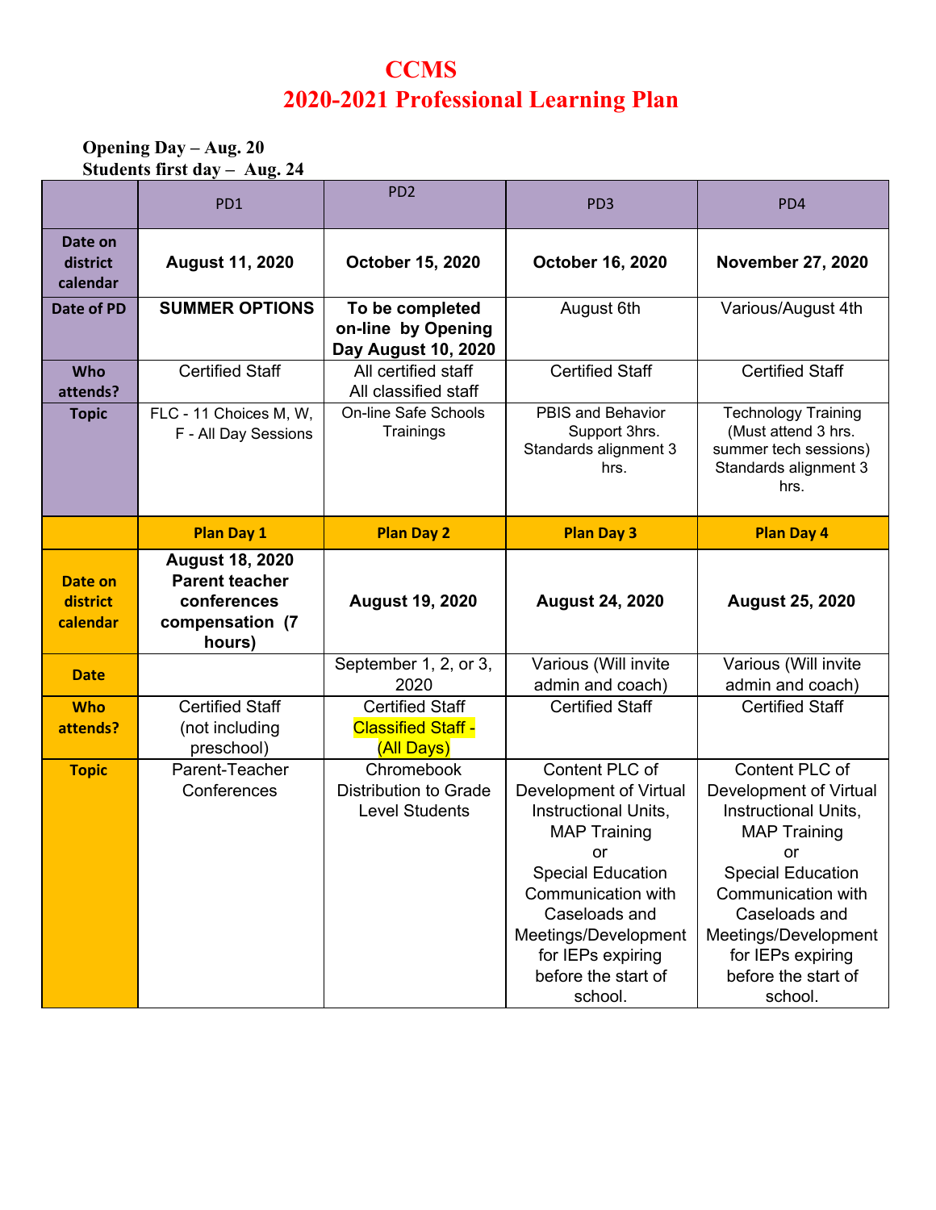# CCMS
# 2020-2021 Professional Learning Plan

**Opening Day – Aug. 20**
**Students first day – Aug. 24**

| | PD1 | PD2 | PD3 | PD4 |
|---|---|---|---|---|
| **Date on district calendar** | **August 11, 2020** | **October 15, 2020** | **October 16, 2020** | **November 27, 2020** |
| **Date of PD** | **SUMMER OPTIONS** | **To be completed on-line by Opening Day August 10, 2020** | August 6th | Various/August 4th |
| **Who attends?** | Certified Staff | All certified staff<br>All classified staff | Certified Staff | Certified Staff |
| **Topic** | FLC - 11 Choices M, W, F - All Day Sessions | On-line Safe Schools Trainings | PBIS and Behavior Support 3hrs.<br>Standards alignment 3 hrs. | Technology Training (Must attend 3 hrs. summer tech sessions)<br>Standards alignment 3 hrs. |
| | **Plan Day 1** | **Plan Day 2** | **Plan Day 3** | **Plan Day 4** |
| **Date on district calendar** | **August 18, 2020 Parent teacher conferences compensation (7 hours)** | **August 19, 2020** | **August 24, 2020** | **August 25, 2020** |
| **Date** | | September 1, 2, or 3, 2020 | Various (Will invite admin and coach) | Various (Will invite admin and coach) |
| **Who attends?** | Certified Staff (not including preschool) | Certified Staff<br>Classified Staff - (All Days) | Certified Staff | Certified Staff |
| **Topic** | Parent-Teacher Conferences | Chromebook Distribution to Grade Level Students | Content PLC of Development of Virtual Instructional Units, MAP Training<br>or<br>Special Education Communication with Caseloads and Meetings/Development for IEPs expiring before the start of school. | Content PLC of Development of Virtual Instructional Units, MAP Training<br>or<br>Special Education Communication with Caseloads and Meetings/Development for IEPs expiring before the start of school. |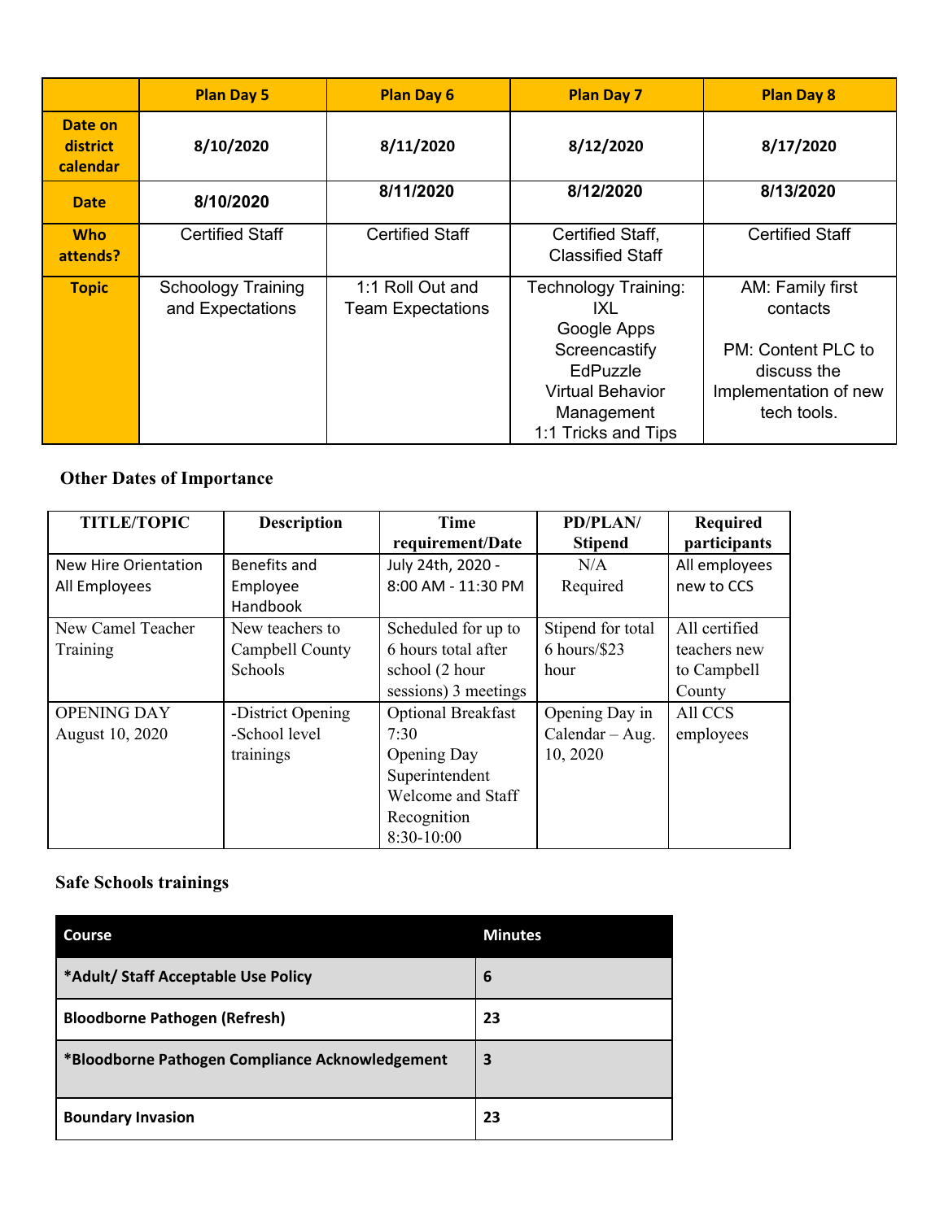| | Plan Day 5 | Plan Day 6 | Plan Day 7 | Plan Day 8 |
|---|---|---|---|---|
| **Date on district calendar** | **8/10/2020** | **8/11/2020** | **8/12/2020** | **8/17/2020** |
| **Date** | **8/10/2020** | **8/11/2020** | **8/12/2020** | **8/13/2020** |
| **Who attends?** | Certified Staff | Certified Staff | Certified Staff, Classified Staff | Certified Staff |
| **Topic** | Schoology Training and Expectations | 1:1 Roll Out and Team Expectations | Technology Training:<br>IXL<br>Google Apps<br>Screencastify<br>EdPuzzle<br>Virtual Behavior Management<br>1:1 Tricks and Tips | AM: Family first contacts<br><br>PM: Content PLC to discuss the Implementation of new tech tools. |

## Other Dates of Importance

| TITLE/TOPIC | Description | Time requirement/Date | PD/PLAN/ Stipend | Required participants |
|---|---|---|---|---|
| New Hire Orientation All Employees | Benefits and Employee Handbook | July 24th, 2020 - 8:00 AM - 11:30 PM | N/A Required | All employees new to CCS |
| New Camel Teacher Training | New teachers to Campbell County Schools | Scheduled for up to 6 hours total after school (2 hour sessions) 3 meetings | Stipend for total 6 hours/$23 hour | All certified teachers new to Campbell County |
| OPENING DAY August 10, 2020 | -District Opening<br>-School level trainings | Optional Breakfast 7:30<br>Opening Day Superintendent Welcome and Staff Recognition 8:30-10:00 | Opening Day in Calendar – Aug. 10, 2020 | All CCS employees |

## Safe Schools trainings

| Course | Minutes |
|---|---|
| ***Adult/ Staff Acceptable Use Policy** | **6** |
| **Bloodborne Pathogen (Refresh)** | **23** |
| ***Bloodborne Pathogen Compliance Acknowledgement** | **3** |
| **Boundary Invasion** | **23** |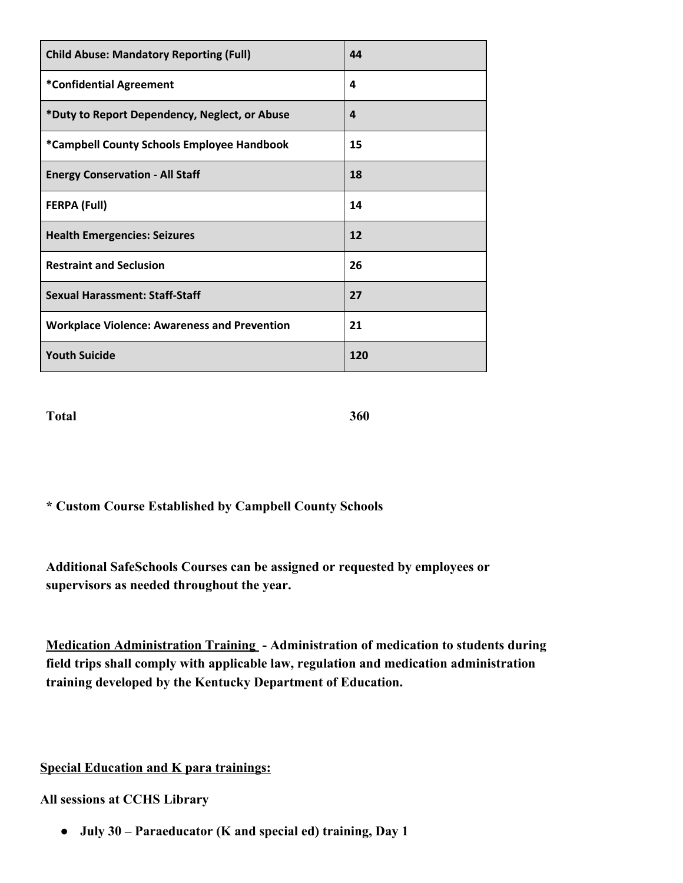| **Child Abuse: Mandatory Reporting (Full)** | **44** |
|---|---|
| **\*Confidential Agreement** | **4** |
| **\*Duty to Report Dependency, Neglect, or Abuse** | **4** |
| **\*Campbell County Schools Employee Handbook** | **15** |
| **Energy Conservation - All Staff** | **18** |
| **FERPA (Full)** | **14** |
| **Health Emergencies: Seizures** | **12** |
| **Restraint and Seclusion** | **26** |
| **Sexual Harassment: Staff-Staff** | **27** |
| **Workplace Violence: Awareness and Prevention** | **21** |
| **Youth Suicide** | **120** |

**Total** **360**

**\* Custom Course Established by Campbell County Schools**

**Additional SafeSchools Courses can be assigned or requested by employees or supervisors as needed throughout the year.**

**<u>Medication Administration Training</u> - Administration of medication to students during field trips shall comply with applicable law, regulation and medication administration training developed by the Kentucky Department of Education.**

**<u>Special Education and K para trainings:</u>**

**All sessions at CCHS Library**

- **July 30 – Paraeducator (K and special ed) training, Day 1**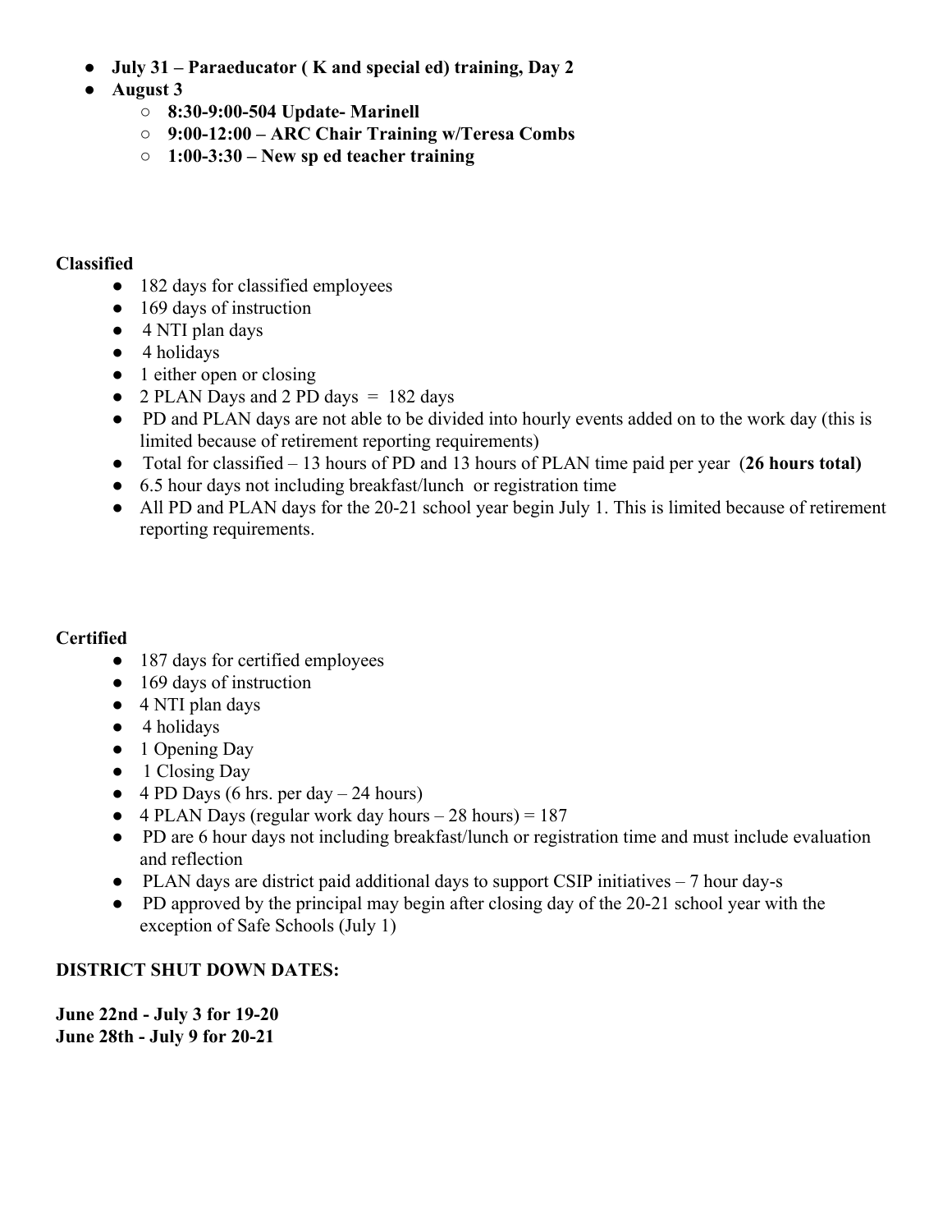- **July 31 – Paraeducator ( K and special ed) training, Day 2**
- **August 3**
  - **8:30-9:00-504 Update- Marinell**
  - **9:00-12:00 – ARC Chair Training w/Teresa Combs**
  - **1:00-3:30 – New sp ed teacher training**

**Classified**

- 182 days for classified employees
- 169 days of instruction
- 4 NTI plan days
- 4 holidays
- 1 either open or closing
- 2 PLAN Days and 2 PD days = 182 days
- PD and PLAN days are not able to be divided into hourly events added on to the work day (this is limited because of retirement reporting requirements)
- Total for classified – 13 hours of PD and 13 hours of PLAN time paid per year (**26 hours total)**
- 6.5 hour days not including breakfast/lunch or registration time
- All PD and PLAN days for the 20-21 school year begin July 1. This is limited because of retirement reporting requirements.

**Certified**

- 187 days for certified employees
- 169 days of instruction
- 4 NTI plan days
- 4 holidays
- 1 Opening Day
- 1 Closing Day
- 4 PD Days (6 hrs. per day – 24 hours)
- 4 PLAN Days (regular work day hours – 28 hours) = 187
- PD are 6 hour days not including breakfast/lunch or registration time and must include evaluation and reflection
- PLAN days are district paid additional days to support CSIP initiatives – 7 hour day-s
- PD approved by the principal may begin after closing day of the 20-21 school year with the exception of Safe Schools (July 1)

**DISTRICT SHUT DOWN DATES:**

**June 22nd - July 3 for 19-20**
**June 28th - July 9 for 20-21**